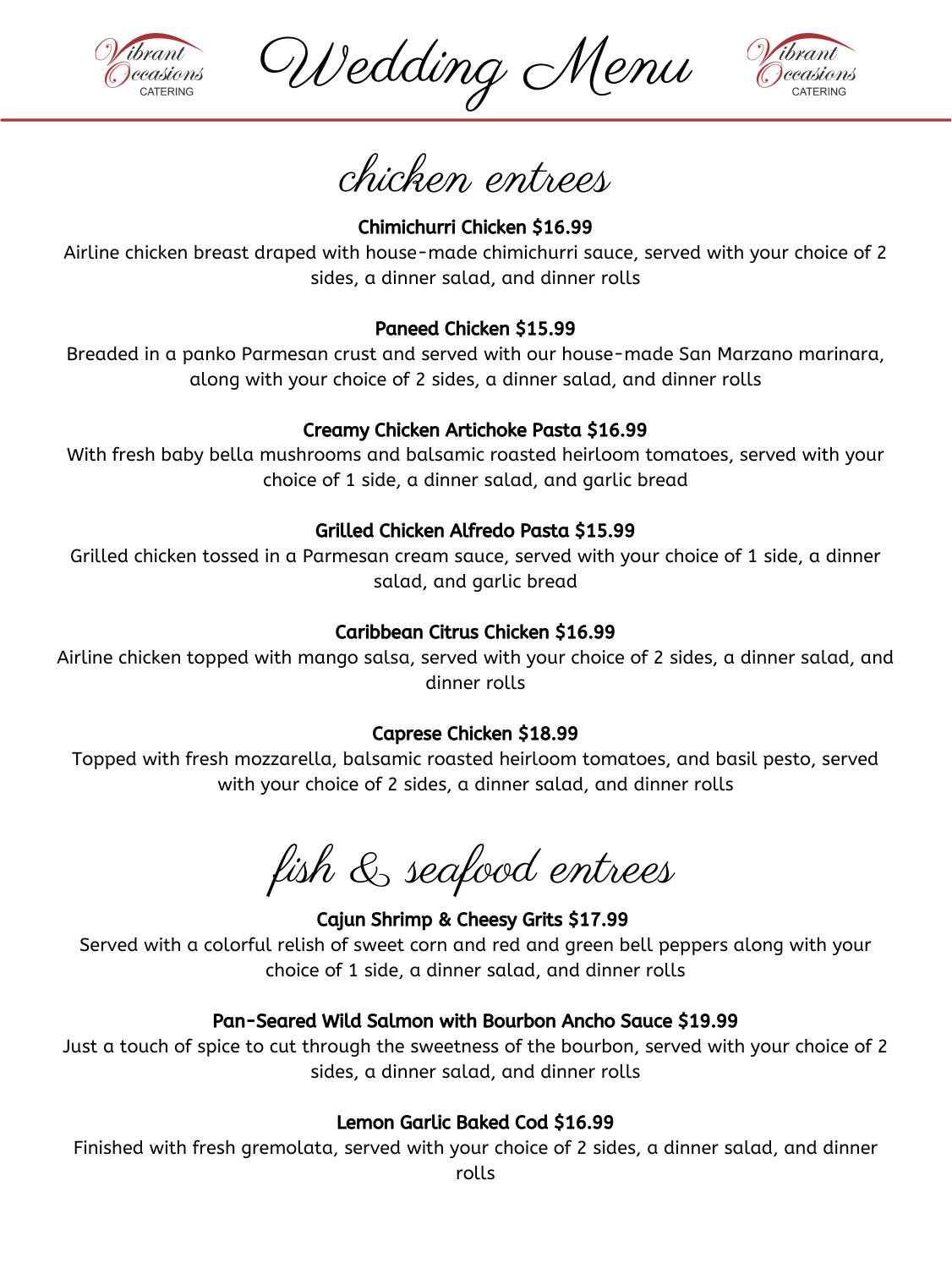# Wedding Menu

## chicken entrees

**Chimichurri Chicken $16.99**

Airline chicken breast draped with house-made chimichurri sauce, served with your choice of 2 sides, a dinner salad, and dinner rolls

**Paneed Chicken $15.99**

Breaded in a panko Parmesan crust and served with our house-made San Marzano marinara, along with your choice of 2 sides, a dinner salad, and dinner rolls

**Creamy Chicken Artichoke Pasta $16.99**

With fresh baby bella mushrooms and balsamic roasted heirloom tomatoes, served with your choice of 1 side, a dinner salad, and garlic bread

**Grilled Chicken Alfredo Pasta $15.99**

Grilled chicken tossed in a Parmesan cream sauce, served with your choice of 1 side, a dinner salad, and garlic bread

**Caribbean Citrus Chicken $16.99**

Airline chicken topped with mango salsa, served with your choice of 2 sides, a dinner salad, and dinner rolls

**Caprese Chicken $18.99**

Topped with fresh mozzarella, balsamic roasted heirloom tomatoes, and basil pesto, served with your choice of 2 sides, a dinner salad, and dinner rolls

## fish & seafood entrees

**Cajun Shrimp & Cheesy Grits $17.99**

Served with a colorful relish of sweet corn and red and green bell peppers along with your choice of 1 side, a dinner salad, and dinner rolls

**Pan-Seared Wild Salmon with Bourbon Ancho Sauce $19.99**

Just a touch of spice to cut through the sweetness of the bourbon, served with your choice of 2 sides, a dinner salad, and dinner rolls

**Lemon Garlic Baked Cod $16.99**

Finished with fresh gremolata, served with your choice of 2 sides, a dinner salad, and dinner rolls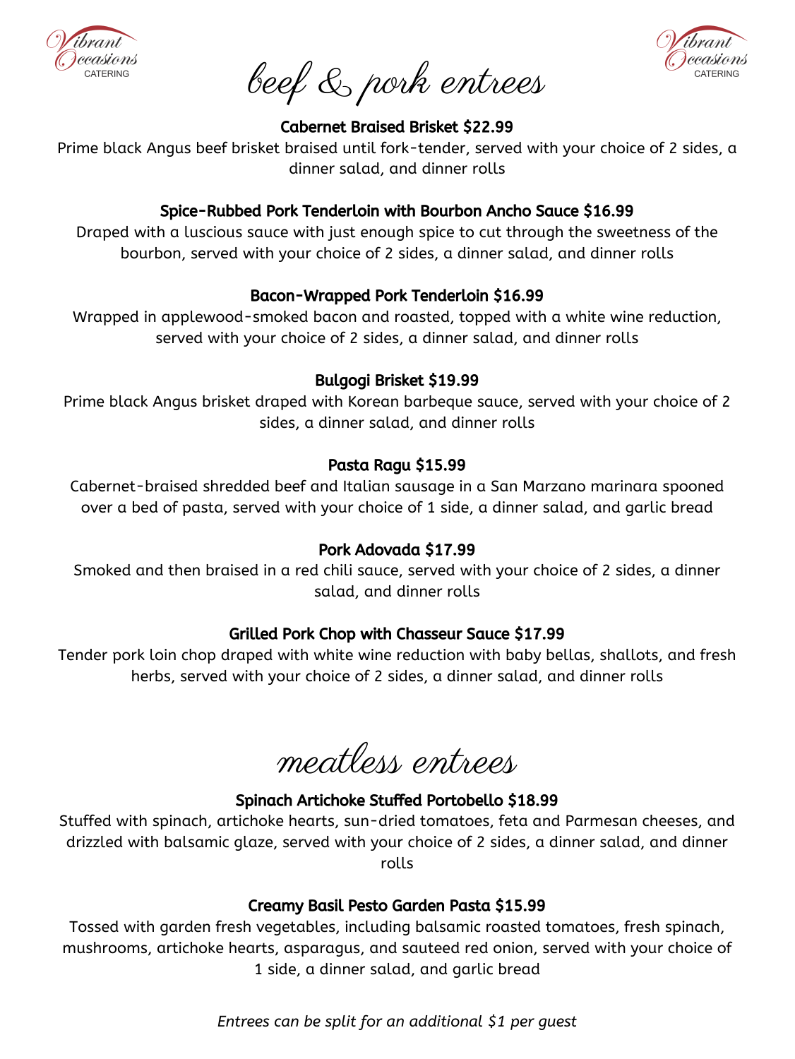# beef & pork entrees

### Cabernet Braised Brisket $22.99

Prime black Angus beef brisket braised until fork-tender, served with your choice of 2 sides, a dinner salad, and dinner rolls

### Spice-Rubbed Pork Tenderloin with Bourbon Ancho Sauce $16.99

Draped with a luscious sauce with just enough spice to cut through the sweetness of the bourbon, served with your choice of 2 sides, a dinner salad, and dinner rolls

### Bacon-Wrapped Pork Tenderloin $16.99

Wrapped in applewood-smoked bacon and roasted, topped with a white wine reduction, served with your choice of 2 sides, a dinner salad, and dinner rolls

### Bulgogi Brisket $19.99

Prime black Angus brisket draped with Korean barbeque sauce, served with your choice of 2 sides, a dinner salad, and dinner rolls

### Pasta Ragu $15.99

Cabernet-braised shredded beef and Italian sausage in a San Marzano marinara spooned over a bed of pasta, served with your choice of 1 side, a dinner salad, and garlic bread

### Pork Adovada $17.99

Smoked and then braised in a red chili sauce, served with your choice of 2 sides, a dinner salad, and dinner rolls

### Grilled Pork Chop with Chasseur Sauce $17.99

Tender pork loin chop draped with white wine reduction with baby bellas, shallots, and fresh herbs, served with your choice of 2 sides, a dinner salad, and dinner rolls

# meatless entrees

### Spinach Artichoke Stuffed Portobello $18.99

Stuffed with spinach, artichoke hearts, sun-dried tomatoes, feta and Parmesan cheeses, and drizzled with balsamic glaze, served with your choice of 2 sides, a dinner salad, and dinner rolls

### Creamy Basil Pesto Garden Pasta $15.99

Tossed with garden fresh vegetables, including balsamic roasted tomatoes, fresh spinach, mushrooms, artichoke hearts, asparagus, and sauteed red onion, served with your choice of 1 side, a dinner salad, and garlic bread

*Entrees can be split for an additional $1 per guest*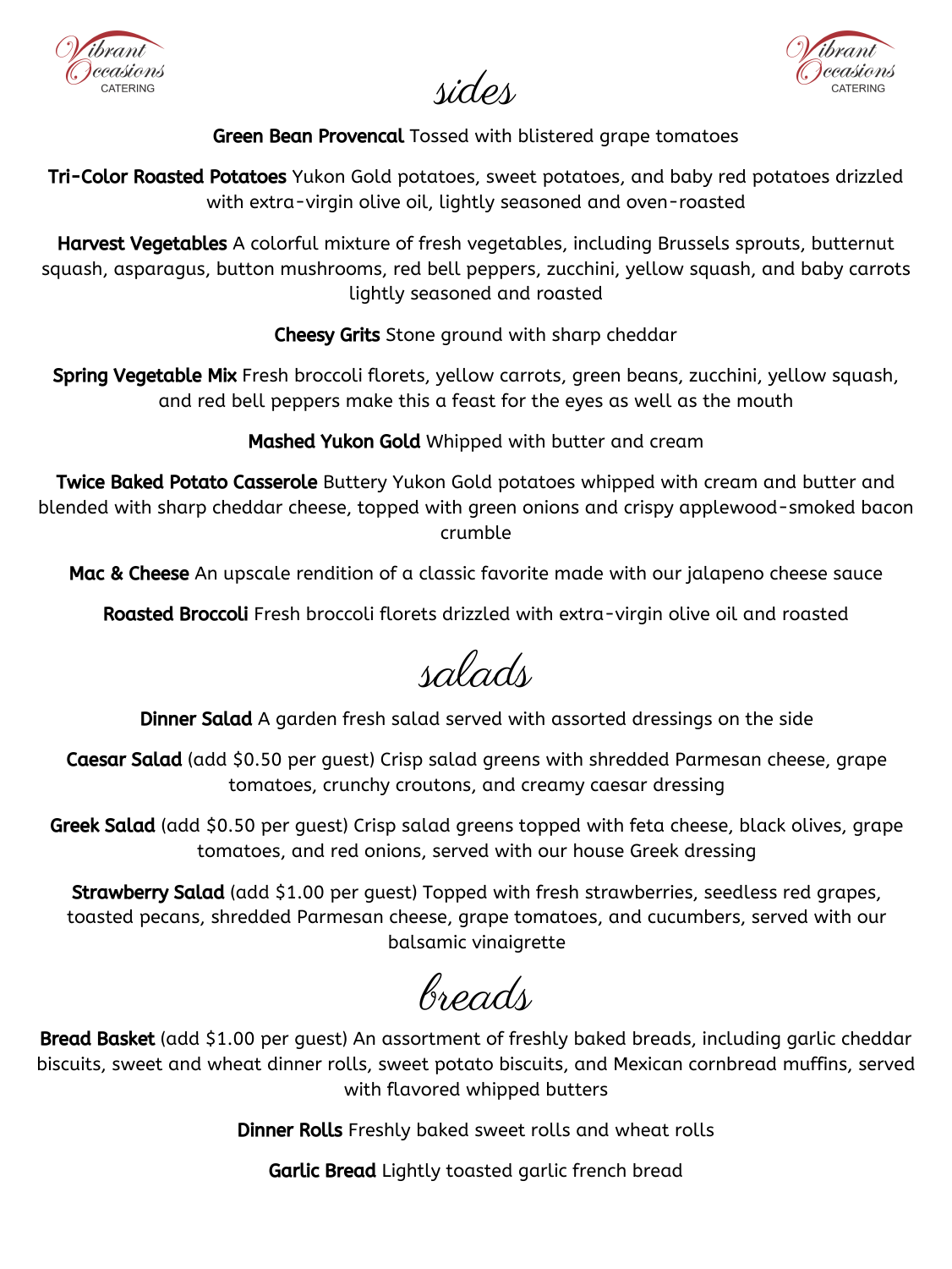# sides

**Green Bean Provencal** Tossed with blistered grape tomatoes

**Tri-Color Roasted Potatoes** Yukon Gold potatoes, sweet potatoes, and baby red potatoes drizzled with extra-virgin olive oil, lightly seasoned and oven-roasted

**Harvest Vegetables** A colorful mixture of fresh vegetables, including Brussels sprouts, butternut squash, asparagus, button mushrooms, red bell peppers, zucchini, yellow squash, and baby carrots lightly seasoned and roasted

**Cheesy Grits** Stone ground with sharp cheddar

**Spring Vegetable Mix** Fresh broccoli florets, yellow carrots, green beans, zucchini, yellow squash, and red bell peppers make this a feast for the eyes as well as the mouth

**Mashed Yukon Gold** Whipped with butter and cream

**Twice Baked Potato Casserole** Buttery Yukon Gold potatoes whipped with cream and butter and blended with sharp cheddar cheese, topped with green onions and crispy applewood-smoked bacon crumble

**Mac & Cheese** An upscale rendition of a classic favorite made with our jalapeno cheese sauce

**Roasted Broccoli** Fresh broccoli florets drizzled with extra-virgin olive oil and roasted

# salads

**Dinner Salad** A garden fresh salad served with assorted dressings on the side

**Caesar Salad** (add $0.50 per guest) Crisp salad greens with shredded Parmesan cheese, grape tomatoes, crunchy croutons, and creamy caesar dressing

**Greek Salad** (add $0.50 per guest) Crisp salad greens topped with feta cheese, black olives, grape tomatoes, and red onions, served with our house Greek dressing

**Strawberry Salad** (add $1.00 per guest) Topped with fresh strawberries, seedless red grapes, toasted pecans, shredded Parmesan cheese, grape tomatoes, and cucumbers, served with our balsamic vinaigrette

# breads

**Bread Basket** (add $1.00 per guest) An assortment of freshly baked breads, including garlic cheddar biscuits, sweet and wheat dinner rolls, sweet potato biscuits, and Mexican cornbread muffins, served with flavored whipped butters

**Dinner Rolls** Freshly baked sweet rolls and wheat rolls

**Garlic Bread** Lightly toasted garlic french bread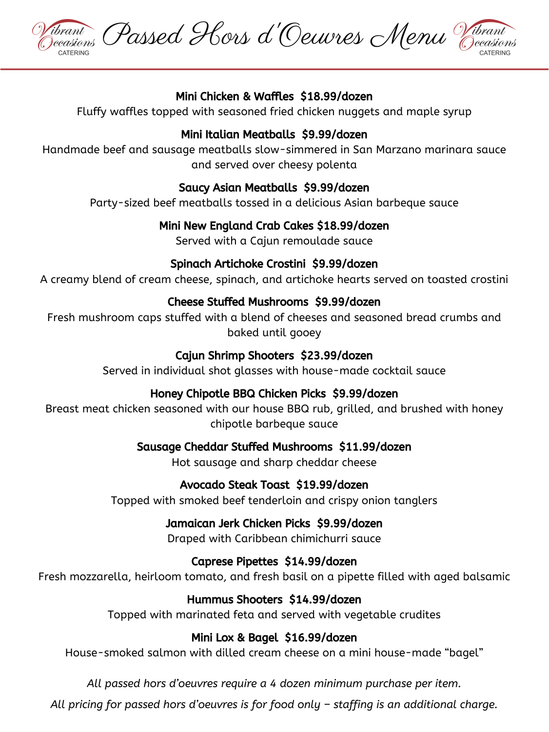# Passed Hors d'Oeuvres Menu

**Mini Chicken & Waffles $18.99/dozen**
Fluffy waffles topped with seasoned fried chicken nuggets and maple syrup

**Mini Italian Meatballs $9.99/dozen**
Handmade beef and sausage meatballs slow-simmered in San Marzano marinara sauce and served over cheesy polenta

**Saucy Asian Meatballs $9.99/dozen**
Party-sized beef meatballs tossed in a delicious Asian barbeque sauce

**Mini New England Crab Cakes $18.99/dozen**
Served with a Cajun remoulade sauce

**Spinach Artichoke Crostini $9.99/dozen**
A creamy blend of cream cheese, spinach, and artichoke hearts served on toasted crostini

**Cheese Stuffed Mushrooms $9.99/dozen**
Fresh mushroom caps stuffed with a blend of cheeses and seasoned bread crumbs and baked until gooey

**Cajun Shrimp Shooters $23.99/dozen**
Served in individual shot glasses with house-made cocktail sauce

**Honey Chipotle BBQ Chicken Picks $9.99/dozen**
Breast meat chicken seasoned with our house BBQ rub, grilled, and brushed with honey chipotle barbeque sauce

**Sausage Cheddar Stuffed Mushrooms $11.99/dozen**
Hot sausage and sharp cheddar cheese

**Avocado Steak Toast $19.99/dozen**
Topped with smoked beef tenderloin and crispy onion tanglers

**Jamaican Jerk Chicken Picks $9.99/dozen**
Draped with Caribbean chimichurri sauce

**Caprese Pipettes $14.99/dozen**
Fresh mozzarella, heirloom tomato, and fresh basil on a pipette filled with aged balsamic

**Hummus Shooters $14.99/dozen**
Topped with marinated feta and served with vegetable crudites

**Mini Lox & Bagel $16.99/dozen**
House-smoked salmon with dilled cream cheese on a mini house-made "bagel"

*All passed hors d'oeuvres require a 4 dozen minimum purchase per item.*

*All pricing for passed hors d'oeuvres is for food only – staffing is an additional charge.*